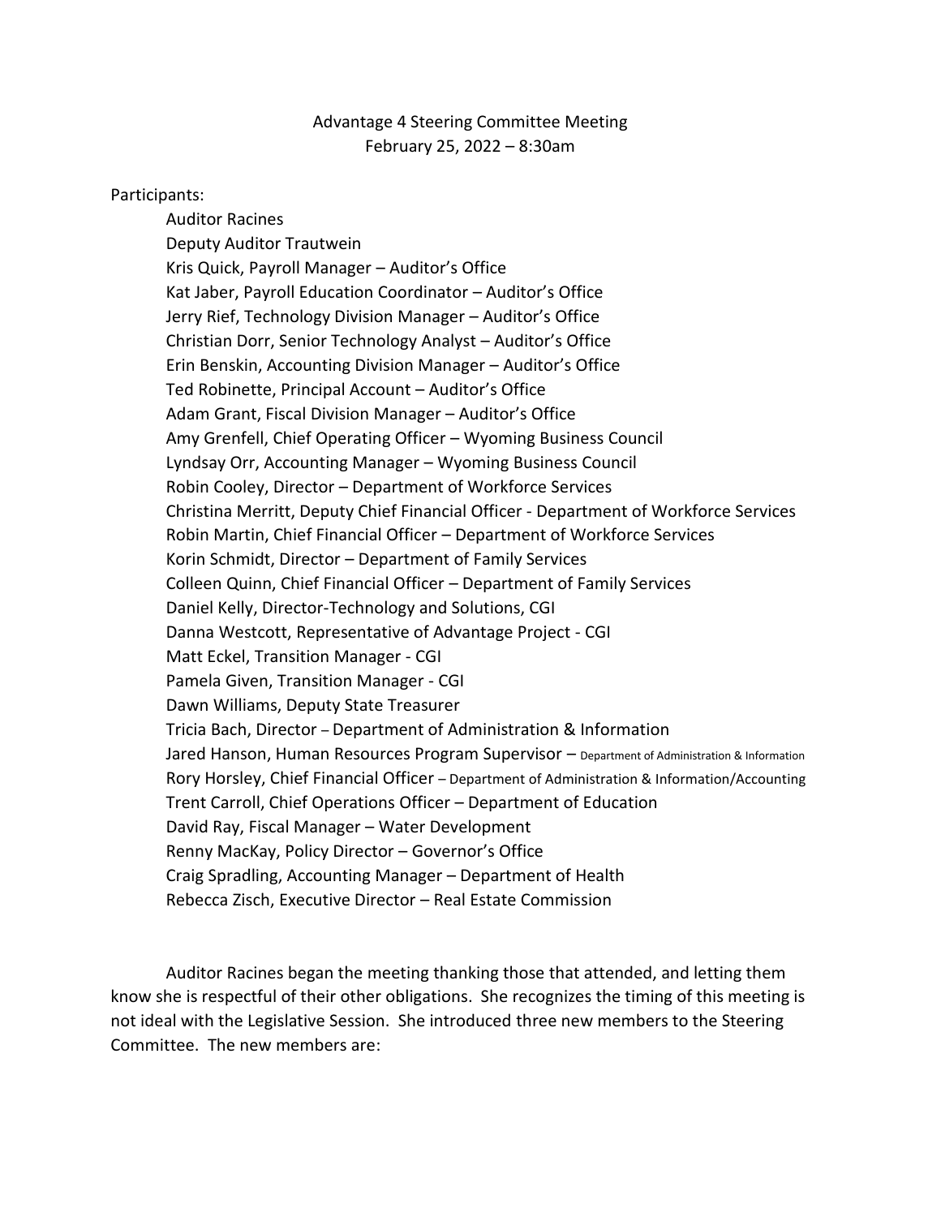# Advantage 4 Steering Committee Meeting

February 25, 2022 – 8:30am

Participants:

- Auditor Racines
- Deputy Auditor Trautwein
- Kris Quick, Payroll Manager – Auditor's Office
- Kat Jaber, Payroll Education Coordinator – Auditor's Office
- Jerry Rief, Technology Division Manager – Auditor's Office
- Christian Dorr, Senior Technology Analyst – Auditor's Office
- Erin Benskin, Accounting Division Manager – Auditor's Office
- Ted Robinette, Principal Account – Auditor's Office
- Adam Grant, Fiscal Division Manager – Auditor's Office
- Amy Grenfell, Chief Operating Officer – Wyoming Business Council
- Lyndsay Orr, Accounting Manager – Wyoming Business Council
- Robin Cooley, Director – Department of Workforce Services
- Christina Merritt, Deputy Chief Financial Officer - Department of Workforce Services
- Robin Martin, Chief Financial Officer – Department of Workforce Services
- Korin Schmidt, Director – Department of Family Services
- Colleen Quinn, Chief Financial Officer – Department of Family Services
- Daniel Kelly, Director-Technology and Solutions, CGI
- Danna Westcott, Representative of Advantage Project - CGI
- Matt Eckel, Transition Manager - CGI
- Pamela Given, Transition Manager - CGI
- Dawn Williams, Deputy State Treasurer
- Tricia Bach, Director – Department of Administration & Information
- Jared Hanson, Human Resources Program Supervisor – Department of Administration & Information
- Rory Horsley, Chief Financial Officer – Department of Administration & Information/Accounting
- Trent Carroll, Chief Operations Officer – Department of Education
- David Ray, Fiscal Manager – Water Development
- Renny MacKay, Policy Director – Governor's Office
- Craig Spradling, Accounting Manager – Department of Health
- Rebecca Zisch, Executive Director – Real Estate Commission

Auditor Racines began the meeting thanking those that attended, and letting them know she is respectful of their other obligations. She recognizes the timing of this meeting is not ideal with the Legislative Session. She introduced three new members to the Steering Committee. The new members are: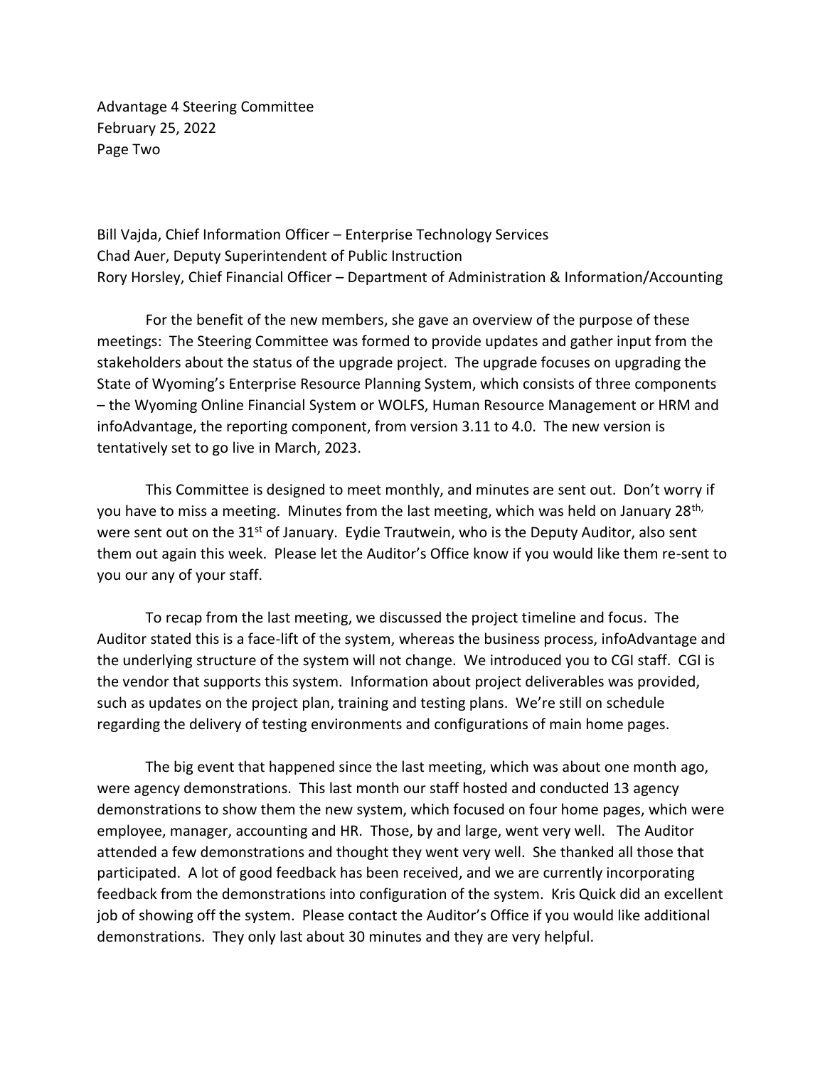Bill Vajda, Chief Information Officer – Enterprise Technology Services
Chad Auer, Deputy Superintendent of Public Instruction
Rory Horsley, Chief Financial Officer – Department of Administration & Information/Accounting

For the benefit of the new members, she gave an overview of the purpose of these meetings: The Steering Committee was formed to provide updates and gather input from the stakeholders about the status of the upgrade project. The upgrade focuses on upgrading the State of Wyoming's Enterprise Resource Planning System, which consists of three components – the Wyoming Online Financial System or WOLFS, Human Resource Management or HRM and infoAdvantage, the reporting component, from version 3.11 to 4.0. The new version is tentatively set to go live in March, 2023.

This Committee is designed to meet monthly, and minutes are sent out. Don't worry if you have to miss a meeting. Minutes from the last meeting, which was held on January 28th, were sent out on the 31st of January. Eydie Trautwein, who is the Deputy Auditor, also sent them out again this week. Please let the Auditor's Office know if you would like them re-sent to you our any of your staff.

To recap from the last meeting, we discussed the project timeline and focus. The Auditor stated this is a face-lift of the system, whereas the business process, infoAdvantage and the underlying structure of the system will not change. We introduced you to CGI staff. CGI is the vendor that supports this system. Information about project deliverables was provided, such as updates on the project plan, training and testing plans. We're still on schedule regarding the delivery of testing environments and configurations of main home pages.

The big event that happened since the last meeting, which was about one month ago, were agency demonstrations. This last month our staff hosted and conducted 13 agency demonstrations to show them the new system, which focused on four home pages, which were employee, manager, accounting and HR. Those, by and large, went very well. The Auditor attended a few demonstrations and thought they went very well. She thanked all those that participated. A lot of good feedback has been received, and we are currently incorporating feedback from the demonstrations into configuration of the system. Kris Quick did an excellent job of showing off the system. Please contact the Auditor's Office if you would like additional demonstrations. They only last about 30 minutes and they are very helpful.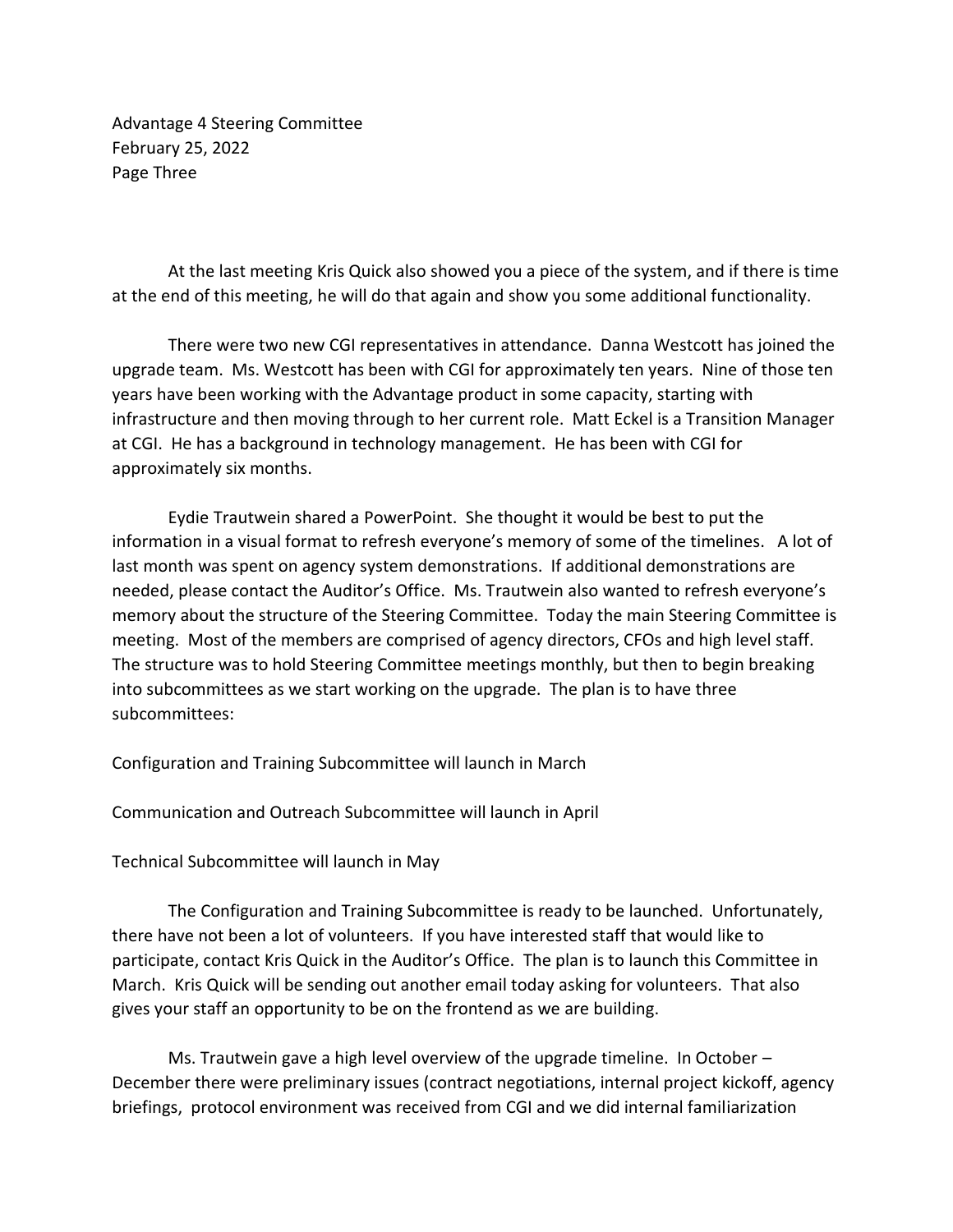At the last meeting Kris Quick also showed you a piece of the system, and if there is time at the end of this meeting, he will do that again and show you some additional functionality.

There were two new CGI representatives in attendance. Danna Westcott has joined the upgrade team. Ms. Westcott has been with CGI for approximately ten years. Nine of those ten years have been working with the Advantage product in some capacity, starting with infrastructure and then moving through to her current role. Matt Eckel is a Transition Manager at CGI. He has a background in technology management. He has been with CGI for approximately six months.

Eydie Trautwein shared a PowerPoint. She thought it would be best to put the information in a visual format to refresh everyone's memory of some of the timelines. A lot of last month was spent on agency system demonstrations. If additional demonstrations are needed, please contact the Auditor's Office. Ms. Trautwein also wanted to refresh everyone's memory about the structure of the Steering Committee. Today the main Steering Committee is meeting. Most of the members are comprised of agency directors, CFOs and high level staff. The structure was to hold Steering Committee meetings monthly, but then to begin breaking into subcommittees as we start working on the upgrade. The plan is to have three subcommittees:

Configuration and Training Subcommittee will launch in March

Communication and Outreach Subcommittee will launch in April

Technical Subcommittee will launch in May

The Configuration and Training Subcommittee is ready to be launched. Unfortunately, there have not been a lot of volunteers. If you have interested staff that would like to participate, contact Kris Quick in the Auditor's Office. The plan is to launch this Committee in March. Kris Quick will be sending out another email today asking for volunteers. That also gives your staff an opportunity to be on the frontend as we are building.

Ms. Trautwein gave a high level overview of the upgrade timeline. In October – December there were preliminary issues (contract negotiations, internal project kickoff, agency briefings, protocol environment was received from CGI and we did internal familiarization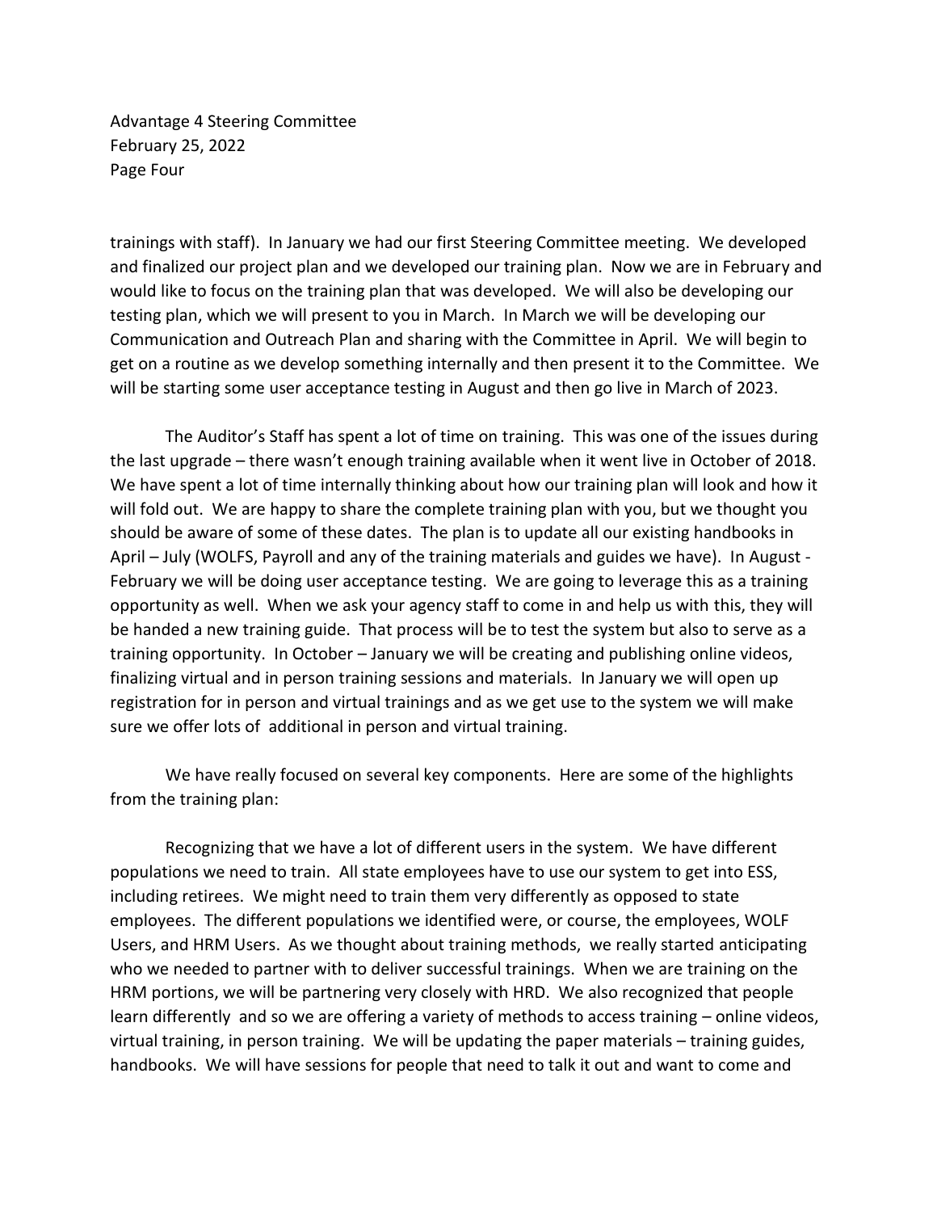trainings with staff). In January we had our first Steering Committee meeting. We developed and finalized our project plan and we developed our training plan. Now we are in February and would like to focus on the training plan that was developed. We will also be developing our testing plan, which we will present to you in March. In March we will be developing our Communication and Outreach Plan and sharing with the Committee in April. We will begin to get on a routine as we develop something internally and then present it to the Committee. We will be starting some user acceptance testing in August and then go live in March of 2023.

The Auditor's Staff has spent a lot of time on training. This was one of the issues during the last upgrade – there wasn't enough training available when it went live in October of 2018. We have spent a lot of time internally thinking about how our training plan will look and how it will fold out. We are happy to share the complete training plan with you, but we thought you should be aware of some of these dates. The plan is to update all our existing handbooks in April – July (WOLFS, Payroll and any of the training materials and guides we have). In August - February we will be doing user acceptance testing. We are going to leverage this as a training opportunity as well. When we ask your agency staff to come in and help us with this, they will be handed a new training guide. That process will be to test the system but also to serve as a training opportunity. In October – January we will be creating and publishing online videos, finalizing virtual and in person training sessions and materials. In January we will open up registration for in person and virtual trainings and as we get use to the system we will make sure we offer lots of additional in person and virtual training.

We have really focused on several key components. Here are some of the highlights from the training plan:

Recognizing that we have a lot of different users in the system. We have different populations we need to train. All state employees have to use our system to get into ESS, including retirees. We might need to train them very differently as opposed to state employees. The different populations we identified were, or course, the employees, WOLF Users, and HRM Users. As we thought about training methods, we really started anticipating who we needed to partner with to deliver successful trainings. When we are training on the HRM portions, we will be partnering very closely with HRD. We also recognized that people learn differently and so we are offering a variety of methods to access training – online videos, virtual training, in person training. We will be updating the paper materials – training guides, handbooks. We will have sessions for people that need to talk it out and want to come and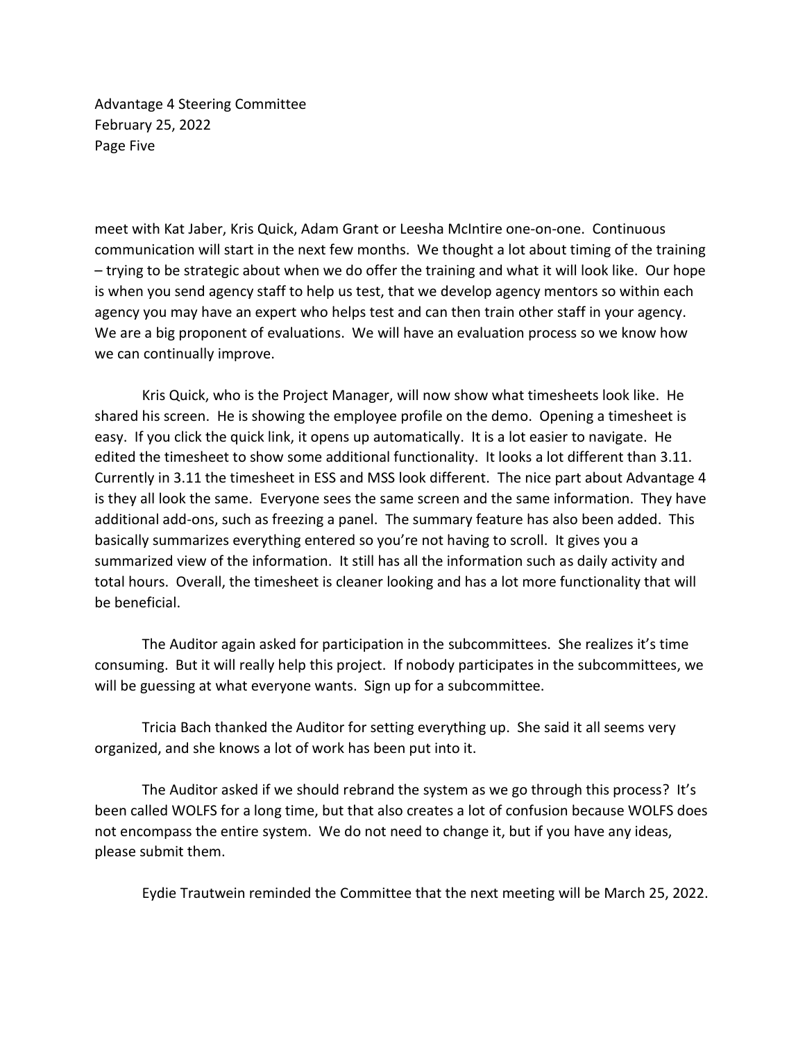meet with Kat Jaber, Kris Quick, Adam Grant or Leesha McIntire one-on-one. Continuous communication will start in the next few months. We thought a lot about timing of the training – trying to be strategic about when we do offer the training and what it will look like. Our hope is when you send agency staff to help us test, that we develop agency mentors so within each agency you may have an expert who helps test and can then train other staff in your agency. We are a big proponent of evaluations. We will have an evaluation process so we know how we can continually improve.

Kris Quick, who is the Project Manager, will now show what timesheets look like. He shared his screen. He is showing the employee profile on the demo. Opening a timesheet is easy. If you click the quick link, it opens up automatically. It is a lot easier to navigate. He edited the timesheet to show some additional functionality. It looks a lot different than 3.11. Currently in 3.11 the timesheet in ESS and MSS look different. The nice part about Advantage 4 is they all look the same. Everyone sees the same screen and the same information. They have additional add-ons, such as freezing a panel. The summary feature has also been added. This basically summarizes everything entered so you're not having to scroll. It gives you a summarized view of the information. It still has all the information such as daily activity and total hours. Overall, the timesheet is cleaner looking and has a lot more functionality that will be beneficial.

The Auditor again asked for participation in the subcommittees. She realizes it's time consuming. But it will really help this project. If nobody participates in the subcommittees, we will be guessing at what everyone wants. Sign up for a subcommittee.

Tricia Bach thanked the Auditor for setting everything up. She said it all seems very organized, and she knows a lot of work has been put into it.

The Auditor asked if we should rebrand the system as we go through this process? It's been called WOLFS for a long time, but that also creates a lot of confusion because WOLFS does not encompass the entire system. We do not need to change it, but if you have any ideas, please submit them.

Eydie Trautwein reminded the Committee that the next meeting will be March 25, 2022.